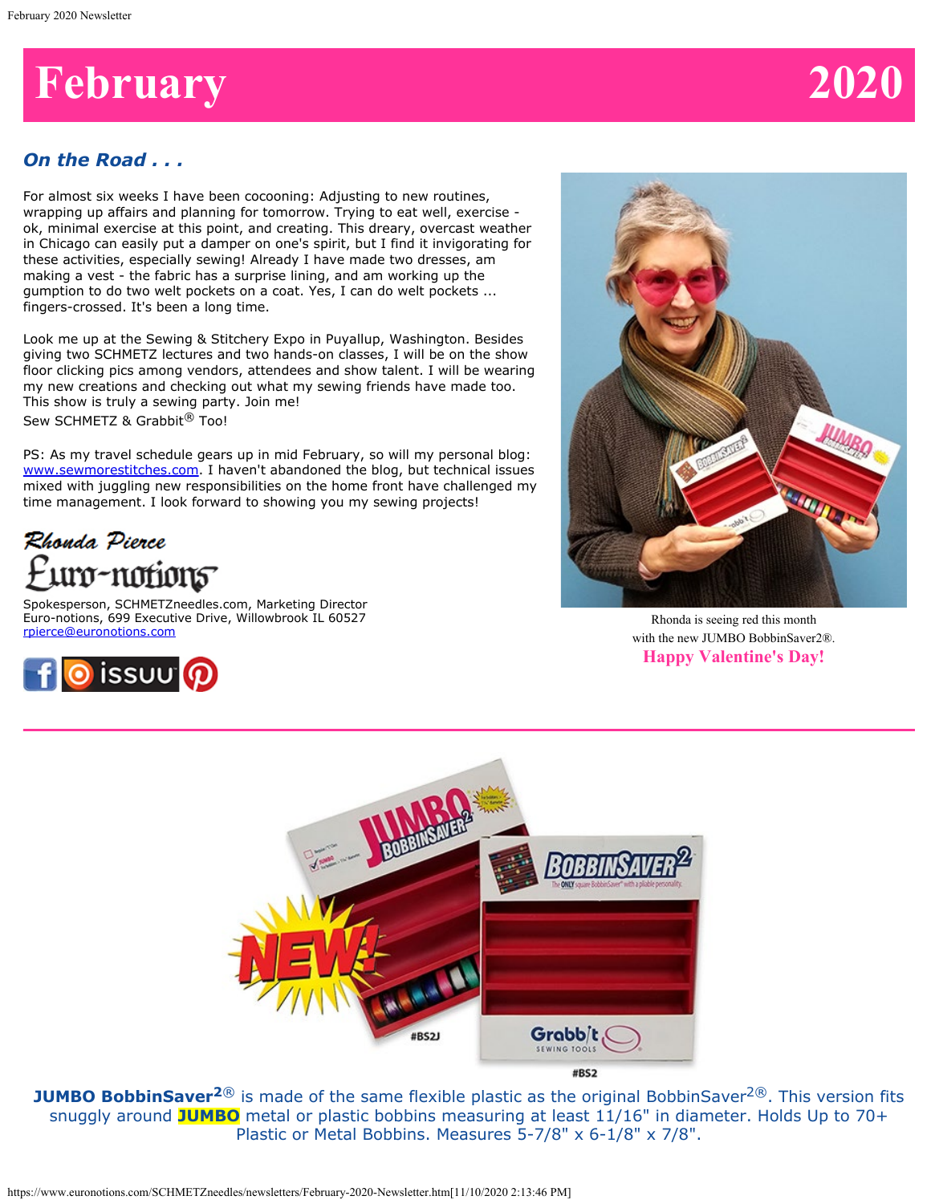# February 2020

## On the Road . . .

For almost six weeks I have been cocooning: Adjusting to new routines, wrapping up affairs and planning for tomorrow. Trying to eat well, exercise - ok, minimal exercise at this point, and creating. This dreary, overcast weather in Chicago can easily put a damper on one's spirit, but I find it invigorating for these activities, especially sewing! Already I have made two dresses, am making a vest - the fabric has a surprise lining, and am working up the gumption to do two welt pockets on a coat. Yes, I can do welt pockets ... fingers-crossed. It's been a long time.

Look me up at the Sewing & Stitchery Expo in Puyallup, Washington. Besides giving two SCHMETZ lectures and two hands-on classes, I will be on the show floor clicking pics among vendors, attendees and show talent. I will be wearing my new creations and checking out what my sewing friends have made too. This show is truly a sewing party. Join me!
Sew SCHMETZ & Grabbit® Too!

PS: As my travel schedule gears up in mid February, so will my personal blog: www.sewmorestitches.com. I haven't abandoned the blog, but technical issues mixed with juggling new responsibilities on the home front have challenged my time management. I look forward to showing you my sewing projects!

Rhonda Pierce
Euro-notions

Spokesperson, SCHMETZneedles.com, Marketing Director
Euro-notions, 699 Executive Drive, Willowbrook IL 60527
rpierce@euronotions.com

Rhonda is seeing red this month with the new JUMBO BobbinSaver2®.

**Happy Valentine's Day!**

---

**JUMBO BobbinSaver²®** is made of the same flexible plastic as the original BobbinSaver²®. This version fits snuggly around **JUMBO** metal or plastic bobbins measuring at least 11/16" in diameter. Holds Up to 70+ Plastic or Metal Bobbins. Measures 5-7/8" x 6-1/8" x 7/8".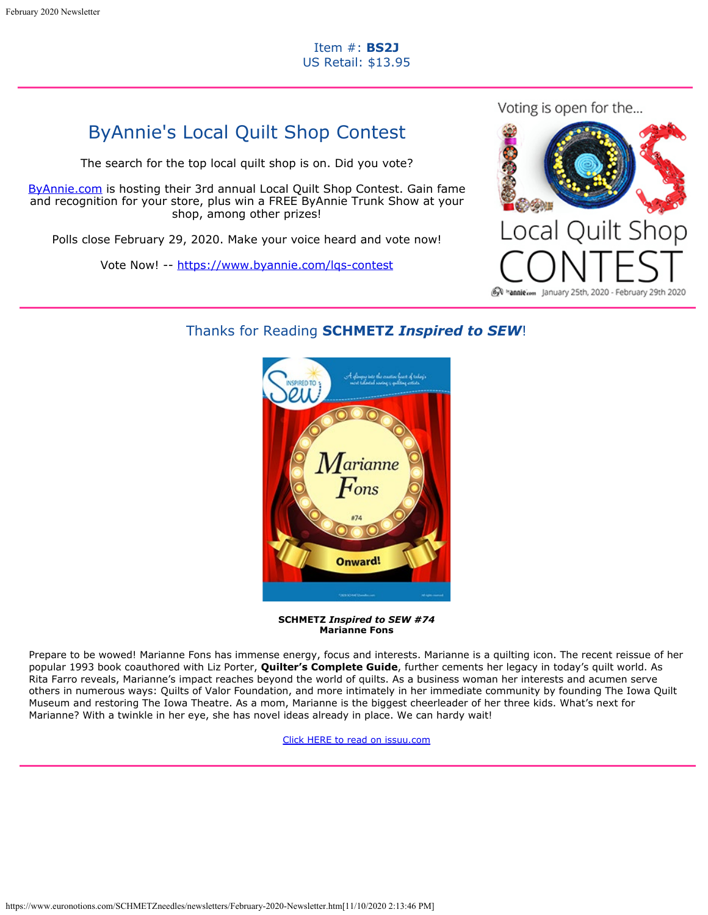Item #: **BS2J**
US Retail: $13.95

---

## ByAnnie's Local Quilt Shop Contest

The search for the top local quilt shop is on. Did you vote?

ByAnnie.com is hosting their 3rd annual Local Quilt Shop Contest. Gain fame and recognition for your store, plus win a FREE ByAnnie Trunk Show at your shop, among other prizes!

Polls close February 29, 2020. Make your voice heard and vote now!

Vote Now! -- https://www.byannie.com/lqs-contest

---

## Thanks for Reading **SCHMETZ *Inspired to SEW***!

**SCHMETZ *Inspired to SEW #74***
**Marianne Fons**

Prepare to be wowed! Marianne Fons has immense energy, focus and interests. Marianne is a quilting icon. The recent reissue of her popular 1993 book coauthored with Liz Porter, **Quilter's Complete Guide**, further cements her legacy in today's quilt world. As Rita Farro reveals, Marianne's impact reaches beyond the world of quilts. As a business woman her interests and acumen serve others in numerous ways: Quilts of Valor Foundation, and more intimately in her immediate community by founding The Iowa Quilt Museum and restoring The Iowa Theatre. As a mom, Marianne is the biggest cheerleader of her three kids. What's next for Marianne? With a twinkle in her eye, she has novel ideas already in place. We can hardy wait!

Click HERE to read on issuu.com

---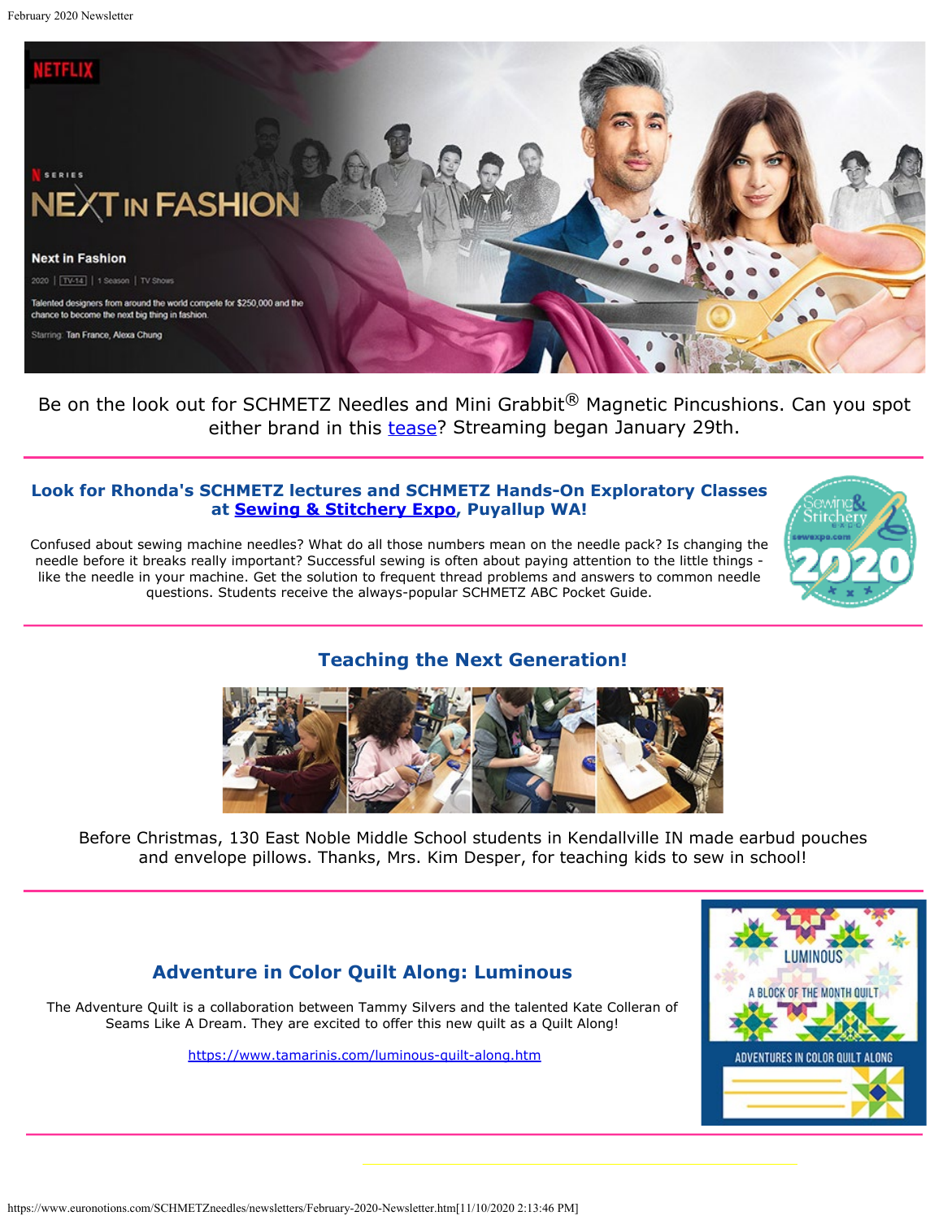Be on the look out for SCHMETZ Needles and Mini Grabbit® Magnetic Pincushions. Can you spot either brand in this tease? Streaming began January 29th.

---

### Look for Rhonda's SCHMETZ lectures and SCHMETZ Hands-On Exploratory Classes at Sewing & Stitchery Expo, Puyallup WA!

Confused about sewing machine needles? What do all those numbers mean on the needle pack? Is changing the needle before it breaks really important? Successful sewing is often about paying attention to the little things - like the needle in your machine. Get the solution to frequent thread problems and answers to common needle questions. Students receive the always-popular SCHMETZ ABC Pocket Guide.

---

### Teaching the Next Generation!

Before Christmas, 130 East Noble Middle School students in Kendallville IN made earbud pouches and envelope pillows. Thanks, Mrs. Kim Desper, for teaching kids to sew in school!

---

### Adventure in Color Quilt Along: Luminous

The Adventure Quilt is a collaboration between Tammy Silvers and the talented Kate Colleran of Seams Like A Dream. They are excited to offer this new quilt as a Quilt Along!

https://www.tamarinis.com/luminous-quilt-along.htm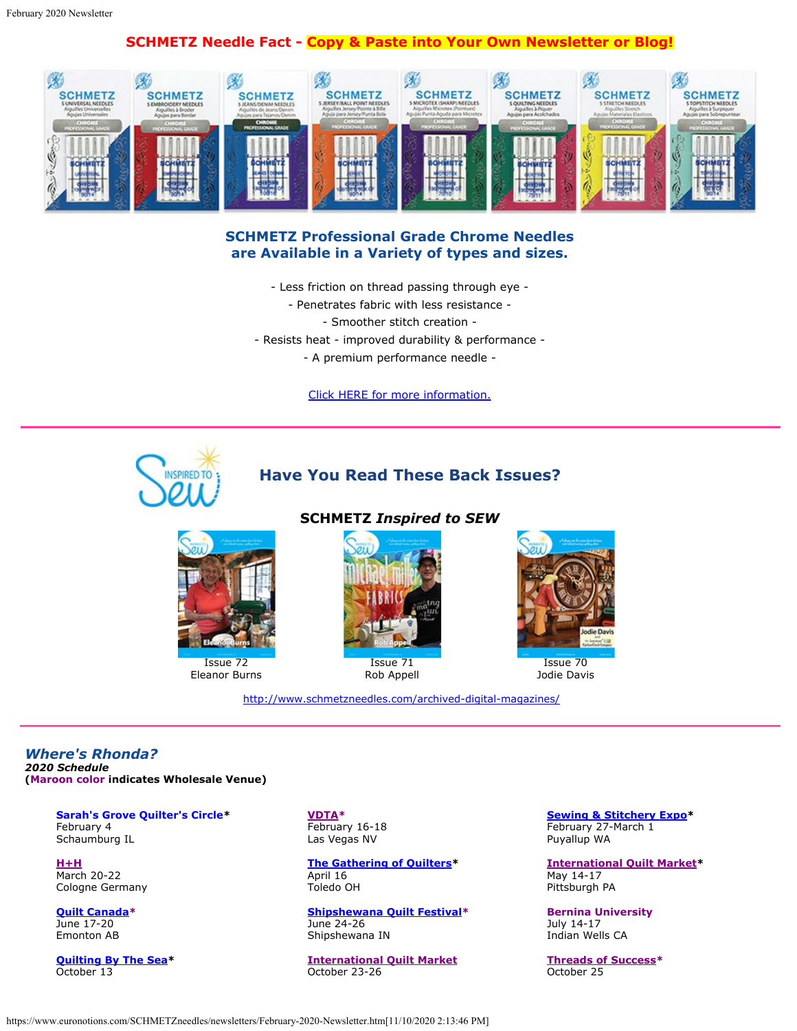**SCHMETZ Needle Fact - Copy & Paste into Your Own Newsletter or Blog!**

## SCHMETZ Professional Grade Chrome Needles are Available in a Variety of types and sizes.

- Less friction on thread passing through eye -

- Penetrates fabric with less resistance -

- Smoother stitch creation -

- Resists heat - improved durability & performance -

- A premium performance needle -

Click HERE for more information.

---

## Have You Read These Back Issues?

**SCHMETZ *Inspired to SEW***

Issue 72
Eleanor Burns

Issue 71
Rob Appell

Issue 70
Jodie Davis

http://www.schmetzneedles.com/archived-digital-magazines/

---

## *Where's Rhonda?*

***2020 Schedule***

**(Maroon color indicates Wholesale Venue)**

**Sarah's Grove Quilter's Circle***
February 4
Schaumburg IL

**VDTA***
February 16-18
Las Vegas NV

**Sewing & Stitchery Expo***
February 27-March 1
Puyallup WA

**H+H**
March 20-22
Cologne Germany

**The Gathering of Quilters***
April 16
Toledo OH

**International Quilt Market***
May 14-17
Pittsburgh PA

**Quilt Canada***
June 17-20
Emonton AB

**Shipshewana Quilt Festival***
June 24-26
Shipshewana IN

**Bernina University**
July 14-17
Indian Wells CA

**Quilting By The Sea***
October 13

**International Quilt Market**
October 23-26

**Threads of Success***
October 25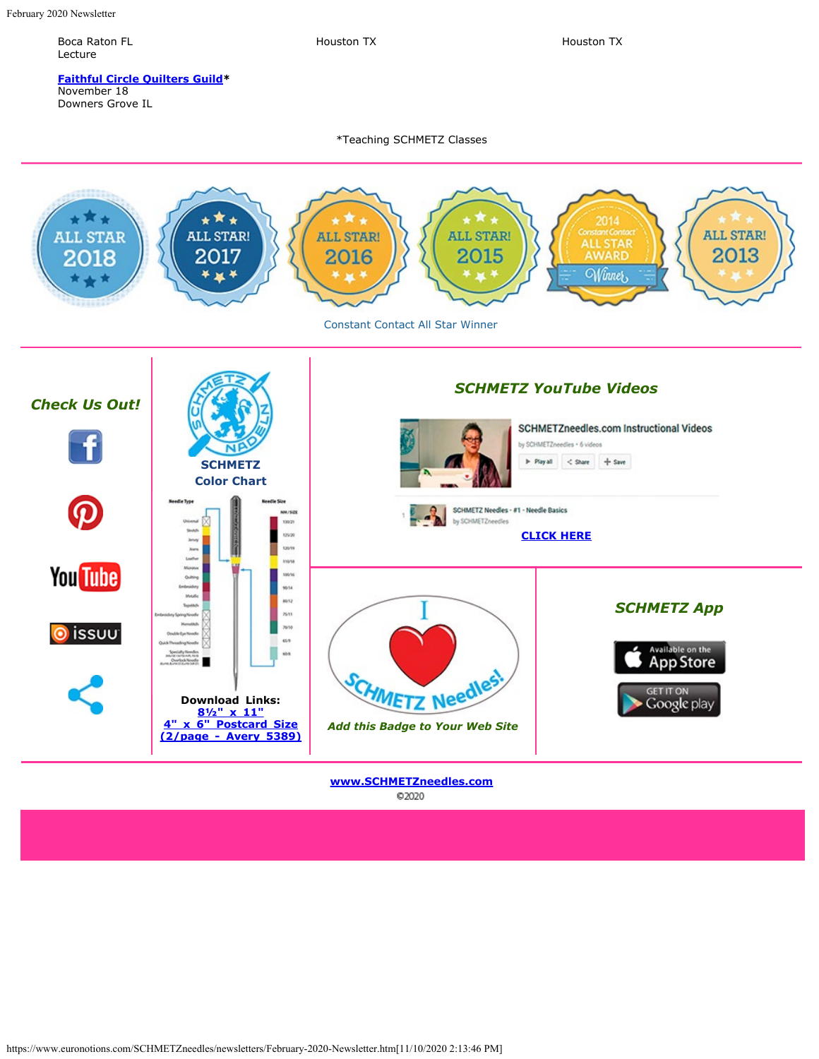Boca Raton FL
Lecture

Houston TX

Houston TX

**Faithful Circle Quilters Guild***
November 18
Downers Grove IL

*Teaching SCHMETZ Classes

---

Constant Contact All Star Winner

---

***Check Us Out!***

**SCHMETZ Color Chart**

**Download Links:**
**8½" x 11"**
**4" x 6" Postcard Size (2/page - Avery 5389)**

***SCHMETZ YouTube Videos***

**CLICK HERE**

*Add this Badge to Your Web Site*

***SCHMETZ App***

---

**www.SCHMETZneedles.com**
©2020